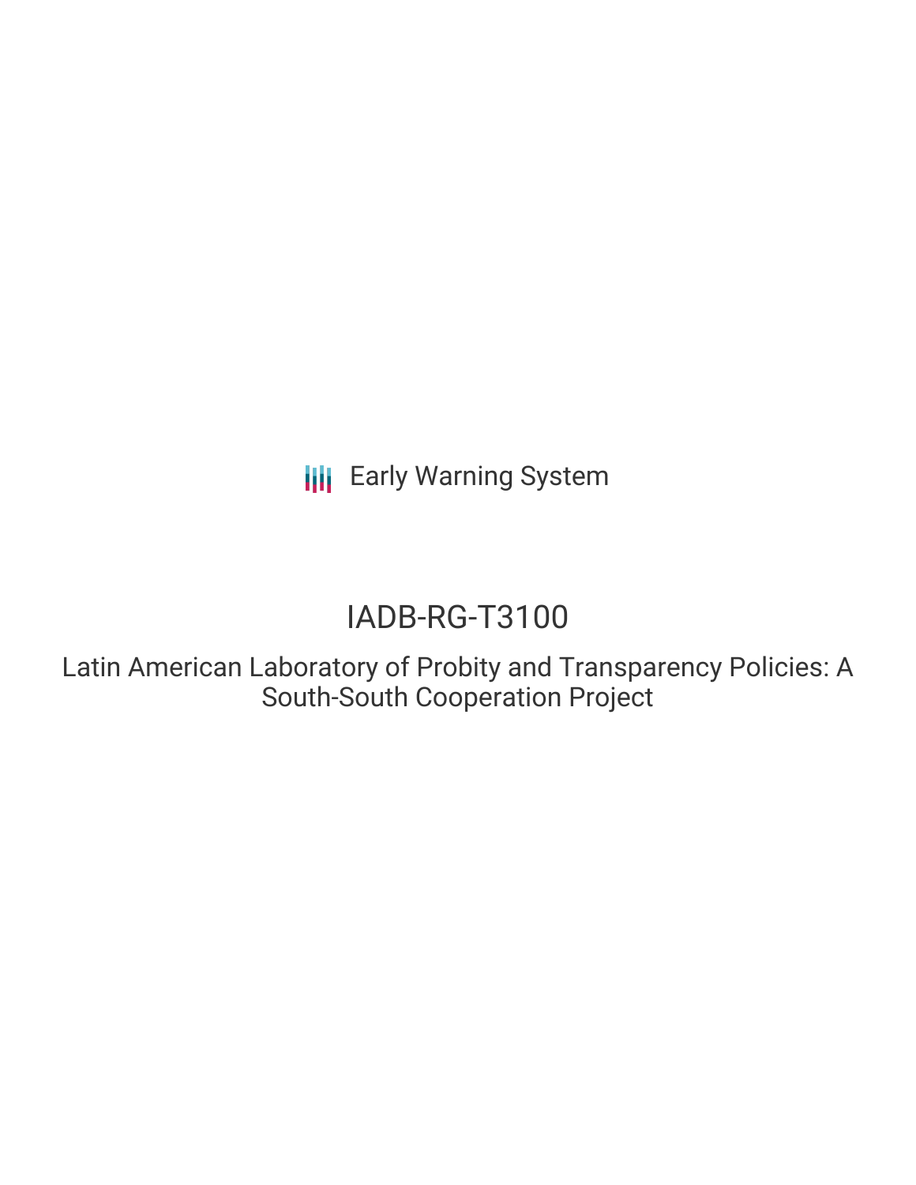Early Warning System

# IADB-RG-T3100

## Latin American Laboratory of Probity and Transparency Policies: A South-South Cooperation Project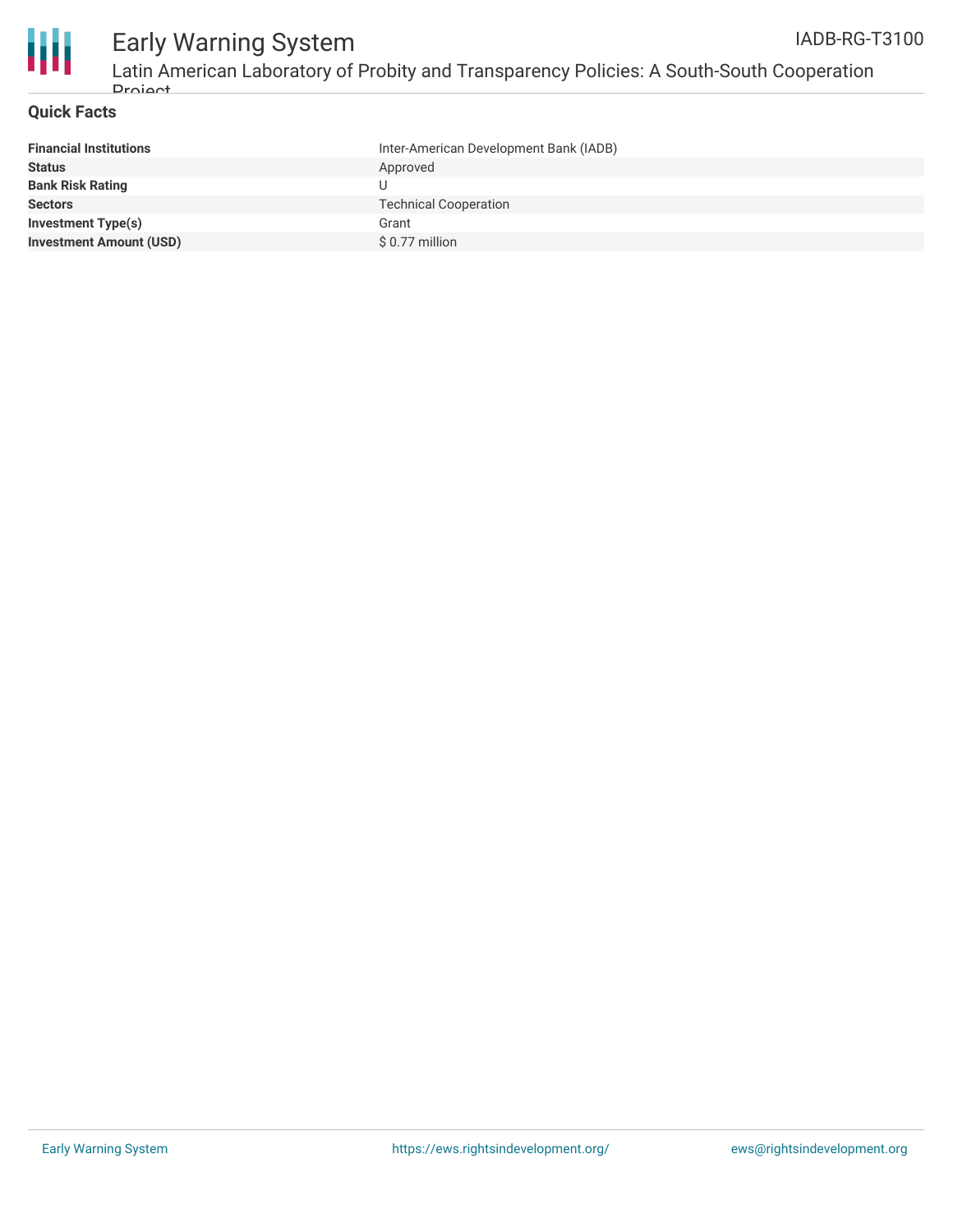## Quick Facts

| | |
|---|---|
| **Financial Institutions** | Inter-American Development Bank (IADB) |
| **Status** | Approved |
| **Bank Risk Rating** | U |
| **Sectors** | Technical Cooperation |
| **Investment Type(s)** | Grant |
| **Investment Amount (USD)** | $ 0.77 million |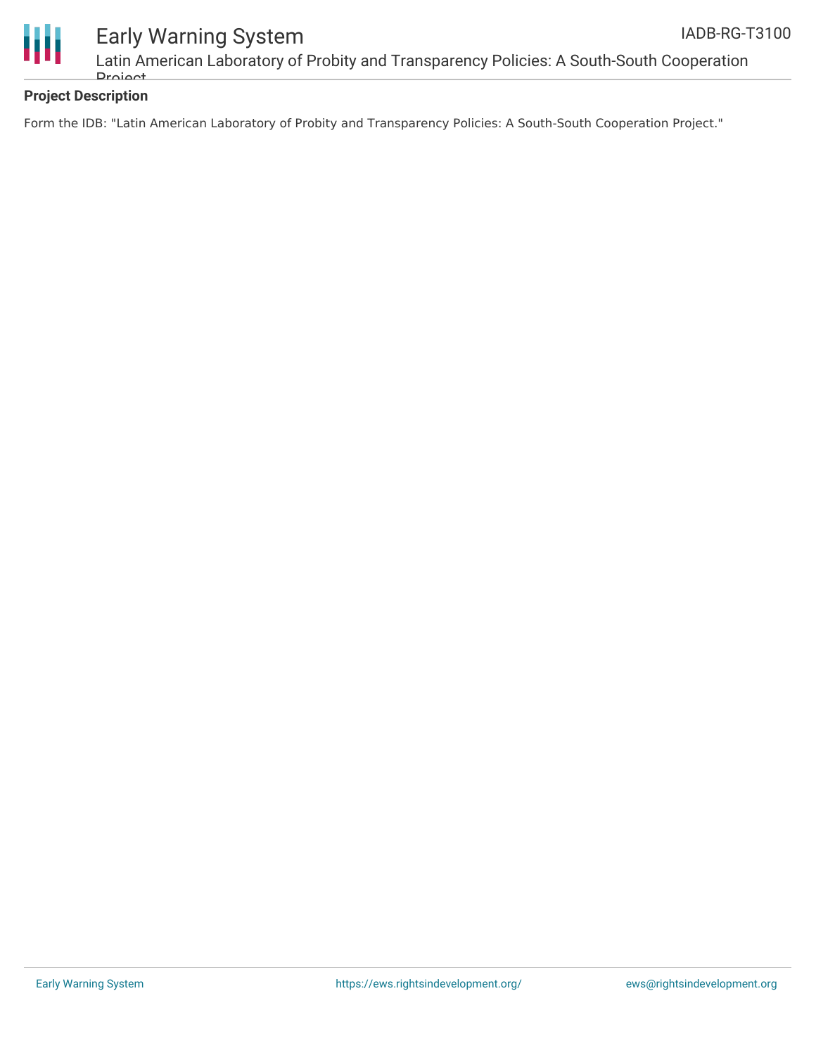**Project Description**

Form the IDB: "Latin American Laboratory of Probity and Transparency Policies: A South-South Cooperation Project."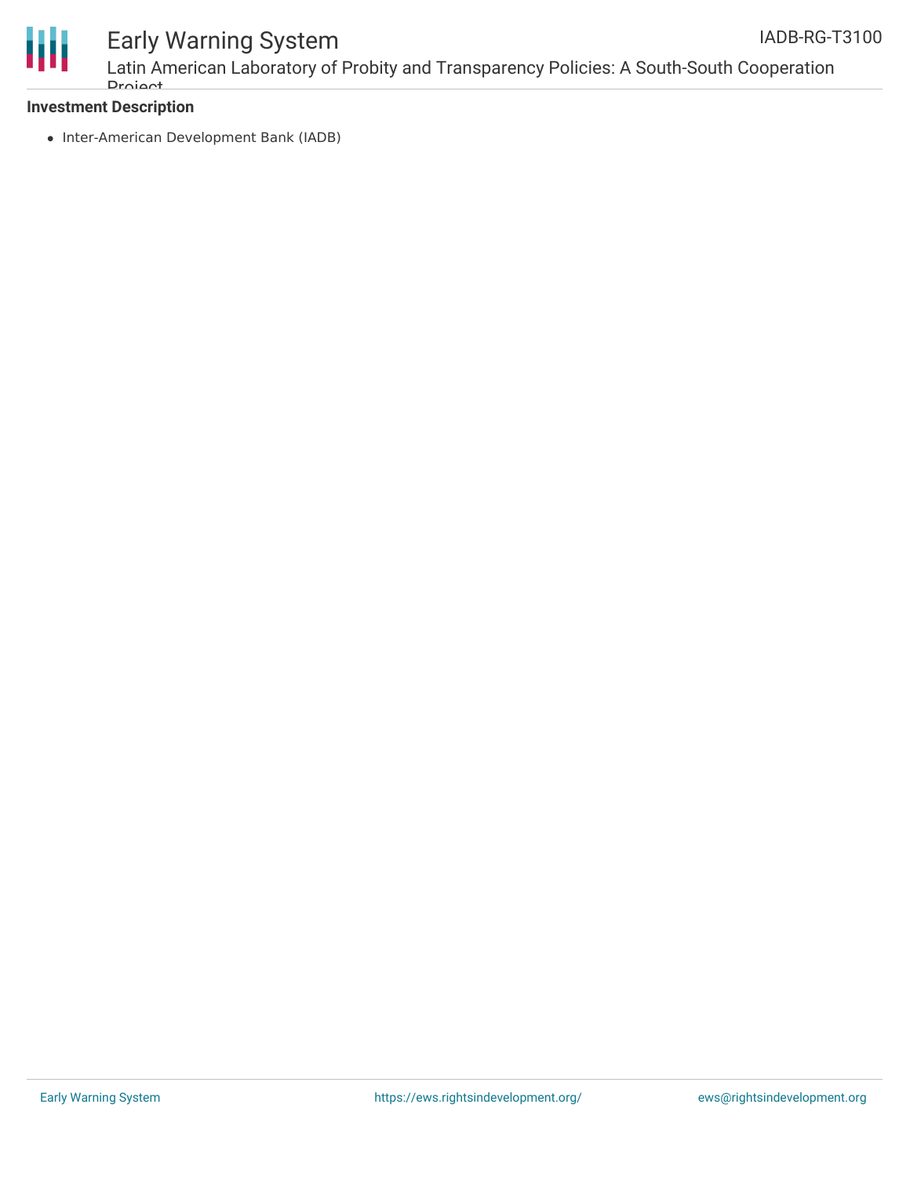**Investment Description**

- Inter-American Development Bank (IADB)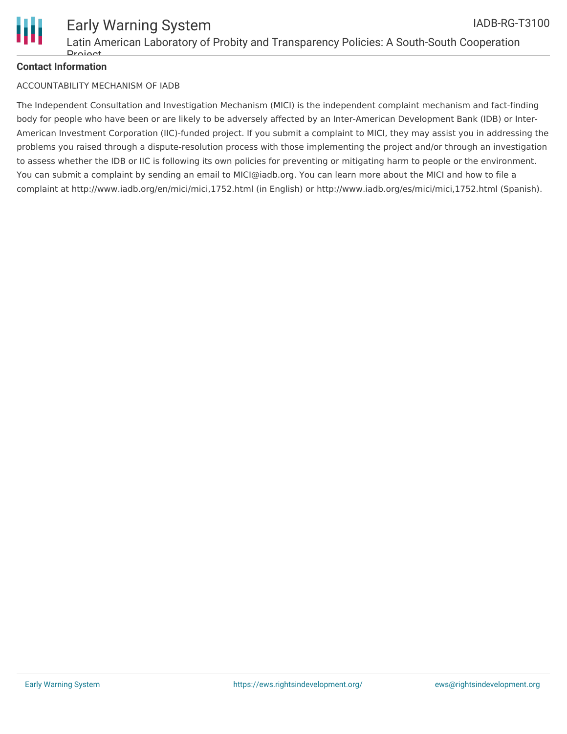**Contact Information**

ACCOUNTABILITY MECHANISM OF IADB

The Independent Consultation and Investigation Mechanism (MICI) is the independent complaint mechanism and fact-finding body for people who have been or are likely to be adversely affected by an Inter-American Development Bank (IDB) or Inter-American Investment Corporation (IIC)-funded project. If you submit a complaint to MICI, they may assist you in addressing the problems you raised through a dispute-resolution process with those implementing the project and/or through an investigation to assess whether the IDB or IIC is following its own policies for preventing or mitigating harm to people or the environment. You can submit a complaint by sending an email to MICI@iadb.org. You can learn more about the MICI and how to file a complaint at http://www.iadb.org/en/mici/mici,1752.html (in English) or http://www.iadb.org/es/mici/mici,1752.html (Spanish).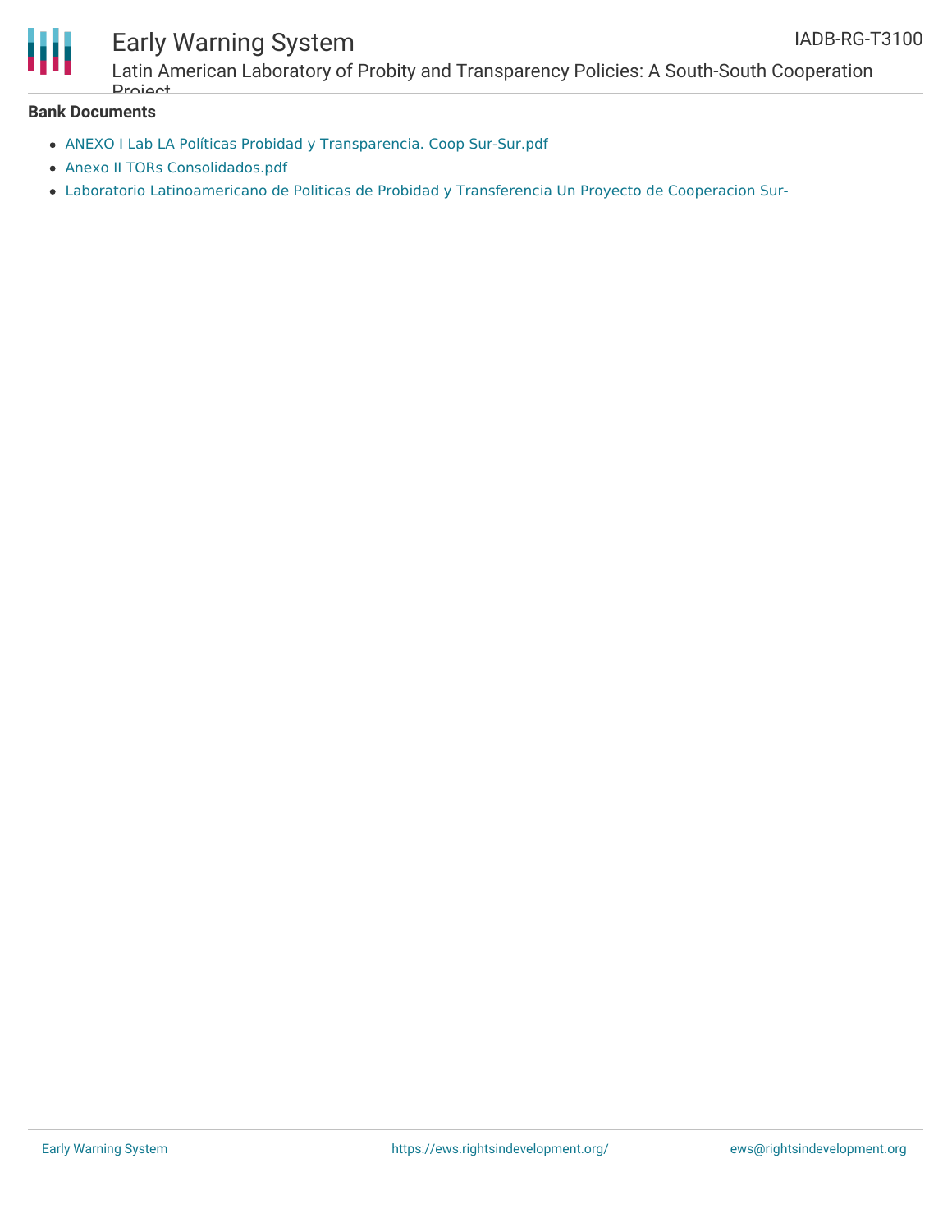**Bank Documents**

- ANEXO I Lab LA Políticas Probidad y Transparencia. Coop Sur-Sur.pdf
- Anexo II TORs Consolidados.pdf
- Laboratorio Latinoamericano de Politicas de Probidad y Transferencia Un Proyecto de Cooperacion Sur-